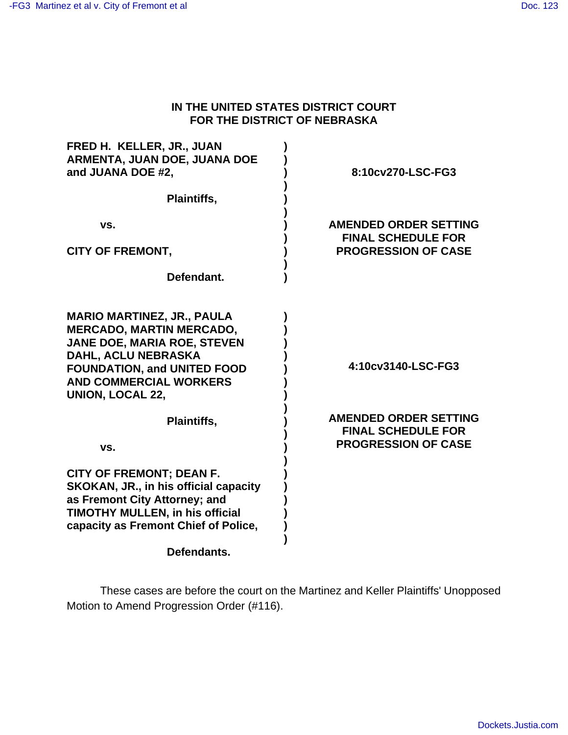**IN THE UNITED STATES DISTRICT COURT**
**FOR THE DISTRICT OF NEBRASKA**

| | |
|---|---|
| **FRED H. KELLER, JR., JUAN ARMENTA, JUAN DOE, JUANA DOE and JUANA DOE #2,** | **8:10cv270-LSC-FG3** |
| **Plaintiffs,** | |
| **vs.** | **AMENDED ORDER SETTING FINAL SCHEDULE FOR PROGRESSION OF CASE** |
| **CITY OF FREMONT,** | |
| **Defendant.** | |

| | |
|---|---|
| **MARIO MARTINEZ, JR., PAULA MERCADO, MARTIN MERCADO, JANE DOE, MARIA ROE, STEVEN DAHL, ACLU NEBRASKA FOUNDATION, and UNITED FOOD AND COMMERCIAL WORKERS UNION, LOCAL 22,** | **4:10cv3140-LSC-FG3** |
| **Plaintiffs,** | **AMENDED ORDER SETTING FINAL SCHEDULE FOR PROGRESSION OF CASE** |
| **vs.** | |
| **CITY OF FREMONT; DEAN F. SKOKAN, JR., in his official capacity as Fremont City Attorney; and TIMOTHY MULLEN, in his official capacity as Fremont Chief of Police,** | |
| **Defendants.** | |

These cases are before the court on the Martinez and Keller Plaintiffs' Unopposed Motion to Amend Progression Order (#116).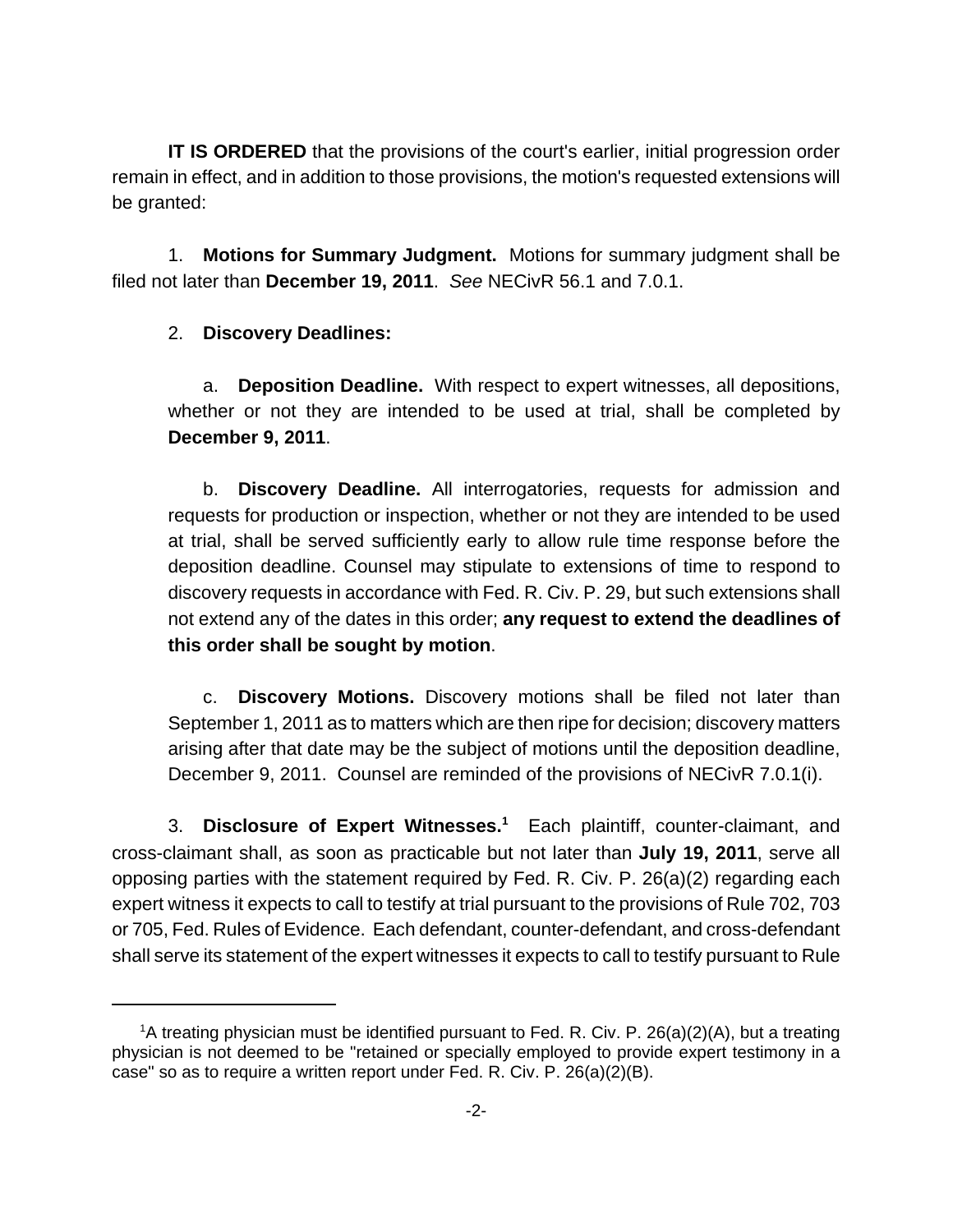**IT IS ORDERED** that the provisions of the court's earlier, initial progression order remain in effect, and in addition to those provisions, the motion's requested extensions will be granted:

1. **Motions for Summary Judgment.** Motions for summary judgment shall be filed not later than **December 19, 2011**. *See* NECivR 56.1 and 7.0.1.

2. **Discovery Deadlines:**

   a. **Deposition Deadline.** With respect to expert witnesses, all depositions, whether or not they are intended to be used at trial, shall be completed by **December 9, 2011**.

   b. **Discovery Deadline.** All interrogatories, requests for admission and requests for production or inspection, whether or not they are intended to be used at trial, shall be served sufficiently early to allow rule time response before the deposition deadline. Counsel may stipulate to extensions of time to respond to discovery requests in accordance with Fed. R. Civ. P. 29, but such extensions shall not extend any of the dates in this order; **any request to extend the deadlines of this order shall be sought by motion**.

   c. **Discovery Motions.** Discovery motions shall be filed not later than September 1, 2011 as to matters which are then ripe for decision; discovery matters arising after that date may be the subject of motions until the deposition deadline, December 9, 2011. Counsel are reminded of the provisions of NECivR 7.0.1(i).

3. **Disclosure of Expert Witnesses.**[1] Each plaintiff, counter-claimant, and cross-claimant shall, as soon as practicable but not later than **July 19, 2011**, serve all opposing parties with the statement required by Fed. R. Civ. P. 26(a)(2) regarding each expert witness it expects to call to testify at trial pursuant to the provisions of Rule 702, 703 or 705, Fed. Rules of Evidence. Each defendant, counter-defendant, and cross-defendant shall serve its statement of the expert witnesses it expects to call to testify pursuant to Rule

---

[1] A treating physician must be identified pursuant to Fed. R. Civ. P. 26(a)(2)(A), but a treating physician is not deemed to be "retained or specially employed to provide expert testimony in a case" so as to require a written report under Fed. R. Civ. P. 26(a)(2)(B).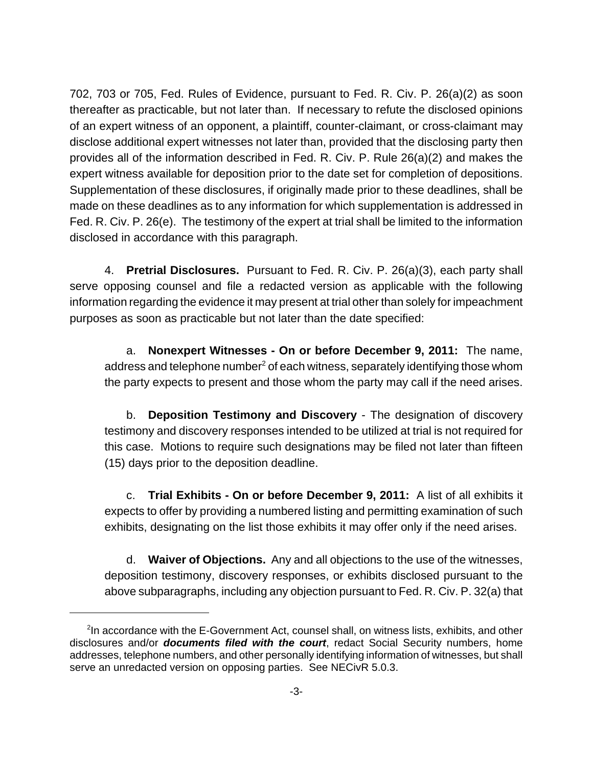702, 703 or 705, Fed. Rules of Evidence, pursuant to Fed. R. Civ. P. 26(a)(2) as soon thereafter as practicable, but not later than. If necessary to refute the disclosed opinions of an expert witness of an opponent, a plaintiff, counter-claimant, or cross-claimant may disclose additional expert witnesses not later than, provided that the disclosing party then provides all of the information described in Fed. R. Civ. P. Rule 26(a)(2) and makes the expert witness available for deposition prior to the date set for completion of depositions. Supplementation of these disclosures, if originally made prior to these deadlines, shall be made on these deadlines as to any information for which supplementation is addressed in Fed. R. Civ. P. 26(e). The testimony of the expert at trial shall be limited to the information disclosed in accordance with this paragraph.

4. **Pretrial Disclosures.** Pursuant to Fed. R. Civ. P. 26(a)(3), each party shall serve opposing counsel and file a redacted version as applicable with the following information regarding the evidence it may present at trial other than solely for impeachment purposes as soon as practicable but not later than the date specified:

a. **Nonexpert Witnesses - On or before December 9, 2011:** The name, address and telephone number[2] of each witness, separately identifying those whom the party expects to present and those whom the party may call if the need arises.

b. **Deposition Testimony and Discovery** - The designation of discovery testimony and discovery responses intended to be utilized at trial is not required for this case. Motions to require such designations may be filed not later than fifteen (15) days prior to the deposition deadline.

c. **Trial Exhibits - On or before December 9, 2011:** A list of all exhibits it expects to offer by providing a numbered listing and permitting examination of such exhibits, designating on the list those exhibits it may offer only if the need arises.

d. **Waiver of Objections.** Any and all objections to the use of the witnesses, deposition testimony, discovery responses, or exhibits disclosed pursuant to the above subparagraphs, including any objection pursuant to Fed. R. Civ. P. 32(a) that

---

[2]In accordance with the E-Government Act, counsel shall, on witness lists, exhibits, and other disclosures and/or ***documents filed with the court***, redact Social Security numbers, home addresses, telephone numbers, and other personally identifying information of witnesses, but shall serve an unredacted version on opposing parties. See NECivR 5.0.3.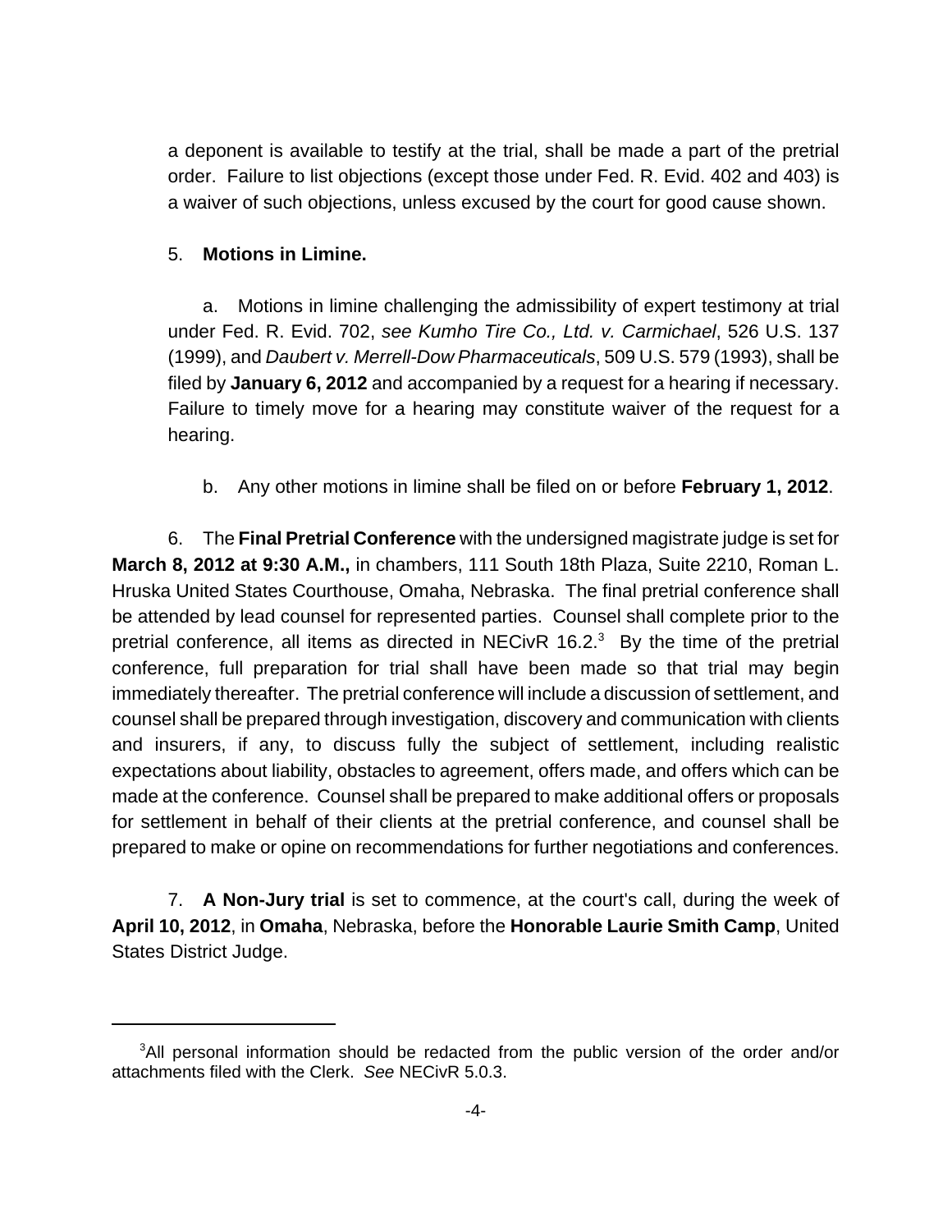a deponent is available to testify at the trial, shall be made a part of the pretrial order. Failure to list objections (except those under Fed. R. Evid. 402 and 403) is a waiver of such objections, unless excused by the court for good cause shown.

5. **Motions in Limine.**

a. Motions in limine challenging the admissibility of expert testimony at trial under Fed. R. Evid. 702, *see Kumho Tire Co., Ltd. v. Carmichael*, 526 U.S. 137 (1999), and *Daubert v. Merrell-Dow Pharmaceuticals*, 509 U.S. 579 (1993), shall be filed by **January 6, 2012** and accompanied by a request for a hearing if necessary. Failure to timely move for a hearing may constitute waiver of the request for a hearing.

b. Any other motions in limine shall be filed on or before **February 1, 2012**.

6. The **Final Pretrial Conference** with the undersigned magistrate judge is set for **March 8, 2012 at 9:30 A.M.,** in chambers, 111 South 18th Plaza, Suite 2210, Roman L. Hruska United States Courthouse, Omaha, Nebraska. The final pretrial conference shall be attended by lead counsel for represented parties. Counsel shall complete prior to the pretrial conference, all items as directed in NECivR 16.2.[3] By the time of the pretrial conference, full preparation for trial shall have been made so that trial may begin immediately thereafter. The pretrial conference will include a discussion of settlement, and counsel shall be prepared through investigation, discovery and communication with clients and insurers, if any, to discuss fully the subject of settlement, including realistic expectations about liability, obstacles to agreement, offers made, and offers which can be made at the conference. Counsel shall be prepared to make additional offers or proposals for settlement in behalf of their clients at the pretrial conference, and counsel shall be prepared to make or opine on recommendations for further negotiations and conferences.

7. **A Non-Jury trial** is set to commence, at the court's call, during the week of **April 10, 2012**, in **Omaha**, Nebraska, before the **Honorable Laurie Smith Camp**, United States District Judge.

---

[3]All personal information should be redacted from the public version of the order and/or attachments filed with the Clerk. *See* NECivR 5.0.3.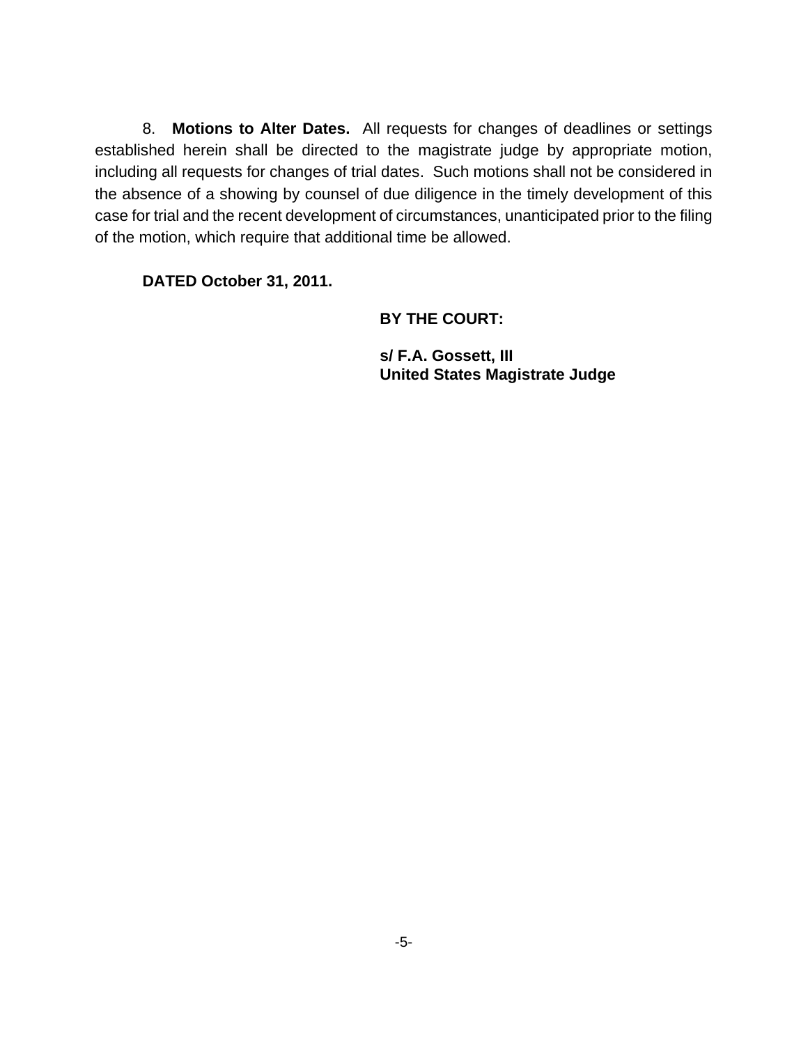8. **Motions to Alter Dates.** All requests for changes of deadlines or settings established herein shall be directed to the magistrate judge by appropriate motion, including all requests for changes of trial dates. Such motions shall not be considered in the absence of a showing by counsel of due diligence in the timely development of this case for trial and the recent development of circumstances, unanticipated prior to the filing of the motion, which require that additional time be allowed.

**DATED October 31, 2011.**

**BY THE COURT:**

**s/ F.A. Gossett, III**
**United States Magistrate Judge**